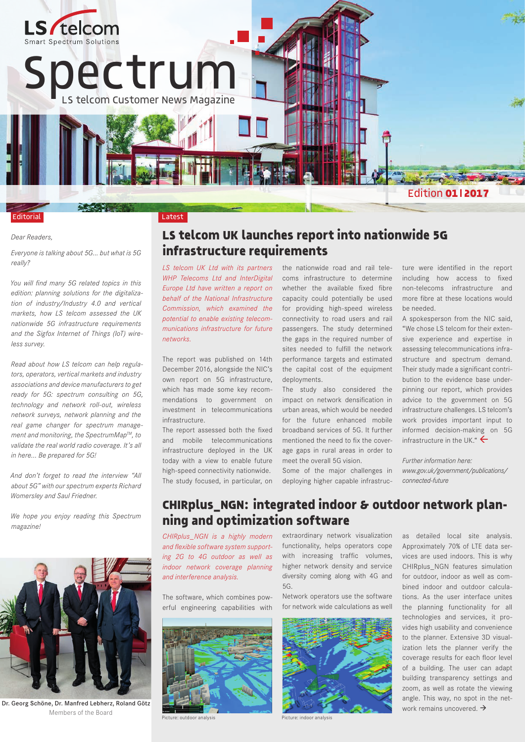LS telcom
Smart Spectrum Solutions

# Spectrum

LS telcom Customer News Magazine

Edition **01 | 2017**

Editorial

*Dear Readers,*

*Everyone is talking about 5G... but what is 5G really?*

*You will find many 5G related topics in this edition: planning solutions for the digitalization of industry/Industry 4.0 and vertical markets, how LS telcom assessed the UK nationwide 5G infrastructure requirements and the Sigfox Internet of Things (IoT) wireless survey.*

*Read about how LS telcom can help regulators, operators, vertical markets and industry associations and device manufacturers to get ready for 5G: spectrum consulting on 5G, technology and network roll-out, wireless network surveys, network planning and the real game changer for spectrum management and monitoring, the SpectrumMap™, to validate the real world radio coverage. It's all in here... Be prepared for 5G!*

*And don't forget to read the interview "All about 5G" with our spectrum experts Richard Womersley and Saul Friedner.*

*We hope you enjoy reading this Spectrum magazine!*

**Dr. Georg Schöne, Dr. Manfred Lebherz, Roland Götz**
Members of the Board

Latest

## LS telcom UK launches report into nationwide 5G infrastructure requirements

*LS telcom UK Ltd with its partners WHP Telecoms Ltd and InterDigital Europe Ltd have written a report on behalf of the National Infrastructure Commission, which examined the potential to enable existing telecommunications infrastructure for future networks.*

The report was published on 14th December 2016, alongside the NIC's own report on 5G infrastructure, which has made some key recommendations to government on investment in telecommunications infrastructure.

The report assessed both the fixed and mobile telecommunications infrastructure deployed in the UK today with a view to enable future high-speed connectivity nationwide. The study focused, in particular, on the nationwide road and rail telecoms infrastructure to determine whether the available fixed fibre capacity could potentially be used for providing high-speed wireless connectivity to road users and rail passengers. The study determined the gaps in the required number of sites needed to fulfill the network performance targets and estimated the capital cost of the equipment deployments.

The study also considered the impact on network densification in urban areas, which would be needed for the future enhanced mobile broadband services of 5G. It further mentioned the need to fix the coverage gaps in rural areas in order to meet the overall 5G vision.

Some of the major challenges in deploying higher capable infrastructure were identified in the report including how access to fixed non-telecoms infrastructure and more fibre at these locations would be needed.

A spokesperson from the NIC said, "We chose LS telcom for their extensive experience and expertise in assessing telecommunications infrastructure and spectrum demand. Their study made a significant contribution to the evidence base underpinning our report, which provides advice to the government on 5G infrastructure challenges. LS telcom's work provides important input to informed decision-making on 5G infrastructure in the UK." ←

*Further information here:*
*www.gov.uk/government/publications/connected-future*

## CHIRplus_NGN: integrated indoor & outdoor network planning and optimization software

*CHIRplus_NGN is a highly modern and flexible software system supporting 2G to 4G outdoor as well as indoor network coverage planning and interference analysis.*

The software, which combines powerful engineering capabilities with extraordinary network visualization functionality, helps operators cope with increasing traffic volumes, higher network density and service diversity coming along with 4G and 5G.

Network operators use the software for network wide calculations as well as detailed local site analysis. Approximately 70% of LTE data services are used indoors. This is why CHIRplus_NGN features simulation for outdoor, indoor as well as combined indoor and outdoor calculations. As the user interface unites the planning functionality for all technologies and services, it provides high usability and convenience to the planner. Extensive 3D visualization lets the planner verify the coverage results for each floor level of a building. The user can adapt building transparency settings and zoom, as well as rotate the viewing angle. This way, no spot in the network remains uncovered. →

Picture: outdoor analysis

Picture: indoor analysis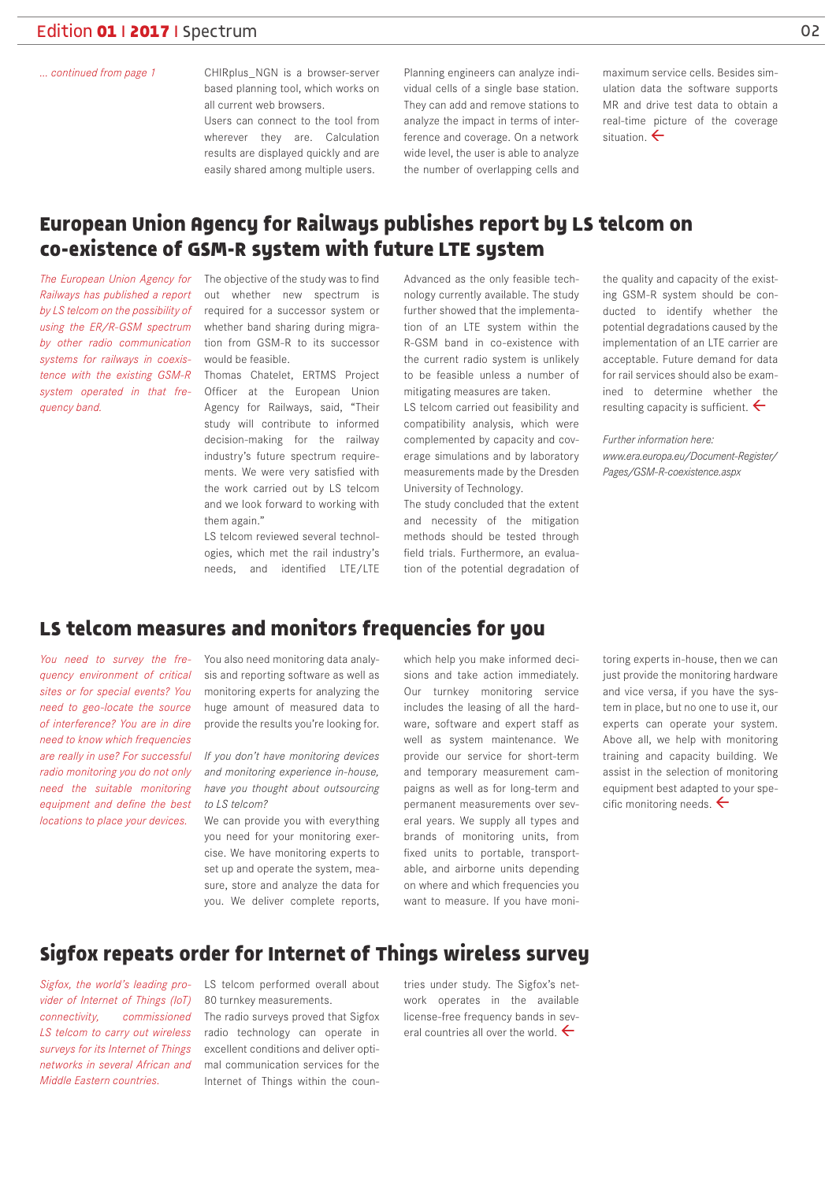*... continued from page 1*

CHIRplus_NGN is a browser-server based planning tool, which works on all current web browsers.
Users can connect to the tool from wherever they are. Calculation results are displayed quickly and are easily shared among multiple users.

Planning engineers can analyze individual cells of a single base station. They can add and remove stations to analyze the impact in terms of interference and coverage. On a network wide level, the user is able to analyze the number of overlapping cells and maximum service cells. Besides simulation data the software supports MR and drive test data to obtain a real-time picture of the coverage situation.

## European Union Agency for Railways publishes report by LS telcom on co-existence of GSM-R system with future LTE system

*The European Union Agency for Railways has published a report by LS telcom on the possibility of using the ER/R-GSM spectrum by other radio communication systems for railways in coexistence with the existing GSM-R system operated in that frequency band.*

The objective of the study was to find out whether new spectrum is required for a successor system or whether band sharing during migration from GSM-R to its successor would be feasible.

Thomas Chatelet, ERTMS Project Officer at the European Union Agency for Railways, said, "Their study will contribute to informed decision-making for the railway industry's future spectrum requirements. We were very satisfied with the work carried out by LS telcom and we look forward to working with them again."

LS telcom reviewed several technologies, which met the rail industry's needs, and identified LTE/LTE Advanced as the only feasible technology currently available. The study further showed that the implementation of an LTE system within the R-GSM band in co-existence with the current radio system is unlikely to be feasible unless a number of mitigating measures are taken.

LS telcom carried out feasibility and compatibility analysis, which were complemented by capacity and coverage simulations and by laboratory measurements made by the Dresden University of Technology.

The study concluded that the extent and necessity of the mitigation methods should be tested through field trials. Furthermore, an evaluation of the potential degradation of the quality and capacity of the existing GSM-R system should be conducted to identify whether the potential degradations caused by the implementation of an LTE carrier are acceptable. Future demand for data for rail services should also be examined to determine whether the resulting capacity is sufficient.

*Further information here:*
*www.era.europa.eu/Document-Register/Pages/GSM-R-coexistence.aspx*

## LS telcom measures and monitors frequencies for you

*You need to survey the frequency environment of critical sites or for special events? You need to geo-locate the source of interference? You are in dire need to know which frequencies are really in use? For successful radio monitoring you do not only need the suitable monitoring equipment and define the best locations to place your devices.*

You also need monitoring data analysis and reporting software as well as monitoring experts for analyzing the huge amount of measured data to provide the results you're looking for.

*If you don't have monitoring devices and monitoring experience in-house, have you thought about outsourcing to LS telcom?*

We can provide you with everything you need for your monitoring exercise. We have monitoring experts to set up and operate the system, measure, store and analyze the data for you. We deliver complete reports, which help you make informed decisions and take action immediately. Our turnkey monitoring service includes the leasing of all the hardware, software and expert staff as well as system maintenance. We provide our service for short-term and temporary measurement campaigns as well as for long-term and permanent measurements over several years. We supply all types and brands of monitoring units, from fixed units to portable, transportable, and airborne units depending on where and which frequencies you want to measure. If you have monitoring experts in-house, then we can just provide the monitoring hardware and vice versa, if you have the system in place, but no one to use it, our experts can operate your system. Above all, we help with monitoring training and capacity building. We assist in the selection of monitoring equipment best adapted to your specific monitoring needs.

## Sigfox repeats order for Internet of Things wireless survey

*Sigfox, the world's leading provider of Internet of Things (IoT) connectivity, commissioned LS telcom to carry out wireless surveys for its Internet of Things networks in several African and Middle Eastern countries.*

LS telcom performed overall about 80 turnkey measurements.

The radio surveys proved that Sigfox radio technology can operate in excellent conditions and deliver optimal communication services for the Internet of Things within the countries under study. The Sigfox's network operates in the available license-free frequency bands in several countries all over the world.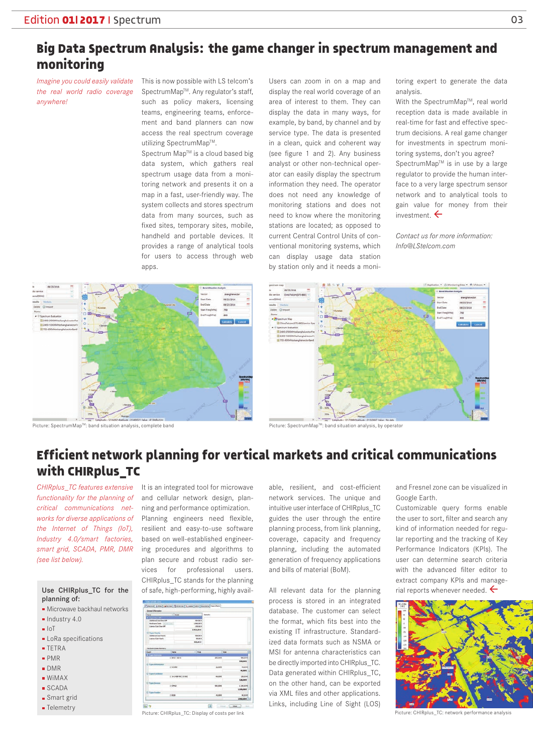# Big Data Spectrum Analysis: the game changer in spectrum management and monitoring

*Imagine you could easily validate the real world radio coverage anywhere!*

This is now possible with LS telcom's SpectrumMap™. Any regulator's staff, such as policy makers, licensing teams, engineering teams, enforcement and band planners can now access the real spectrum coverage utilizing SpectrumMap™.

Spectrum Map™ is a cloud based big data system, which gathers real spectrum usage data from a monitoring network and presents it on a map in a fast, user-friendly way. The system collects and stores spectrum data from many sources, such as fixed sites, temporary sites, mobile, handheld and portable devices. It provides a range of analytical tools for users to access through web apps.

Users can zoom in on a map and display the real world coverage of an area of interest to them. They can display the data in many ways, for example, by band, by channel and by service type. The data is presented in a clean, quick and coherent way (see figure 1 and 2). Any business analyst or other non-technical operator can easily display the spectrum information they need. The operator does not need any knowledge of monitoring stations and does not need to know where the monitoring stations are located; as opposed to current Central Control Units of conventional monitoring systems, which can display usage data station by station only and it needs a monitoring expert to generate the data analysis.

With the SpectrumMap™, real world reception data is made available in real-time for fast and effective spectrum decisions. A real game changer for investments in spectrum monitoring systems, don't you agree?

SpectrumMap™ is in use by a large regulator to provide the human interface to a very large spectrum sensor network and analytical tools to gain value for money from their investment. ←

*Contact us for more information: Info@LStelcom.com*

Picture: SpectrumMap™: band situation analysis, complete band

Picture: SpectrumMap™: band situation analysis, by operator

# Efficient network planning for vertical markets and critical communications with CHIRplus_TC

*CHIRplus_TC features extensive functionality for the planning of critical communications networks for diverse applications of the Internet of Things (IoT), Industry 4.0/smart factories, smart grid, SCADA, PMR, DMR (see list below).*

**Use CHIRplus_TC for the planning of:**

- Microwave backhaul networks
- Industry 4.0
- IoT
- LoRa specifications
- TETRA
- PMR
- DMR
- WiMAX
- SCADA
- Smart grid
- Telemetry

It is an integrated tool for microwave and cellular network design, planning and performance optimization. Planning engineers need flexible, resilient and easy-to-use software based on well-established engineering procedures and algorithms to plan secure and robust radio services for professional users. CHIRplus_TC stands for the planning of safe, high-performing, highly available, resilient, and cost-efficient network services. The unique and intuitive user interface of CHIRplus_TC guides the user through the entire planning process, from link planning, coverage, capacity and frequency planning, including the automated generation of frequency applications and bills of material (BoM).

All relevant data for the planning process is stored in an integrated database. The customer can select the format, which fits best into the existing IT infrastructure. Standardized data formats such as NSMA or MSI for antenna characteristics can be directly imported into CHIRplus_TC. Data generated within CHIRplus_TC, on the other hand, can be exported via XML files and other applications. Links, including Line of Sight (LOS) and Fresnel zone can be visualized in Google Earth.

Customizable query forms enable the user to sort, filter and search any kind of information needed for regular reporting and the tracking of Key Performance Indicators (KPIs). The user can determine search criteria with the advanced filter editor to extract company KPIs and managerial reports whenever needed. ←

Picture: CHIRplus_TC: Display of costs per link

Picture: CHIRplus_TC: network performance analysis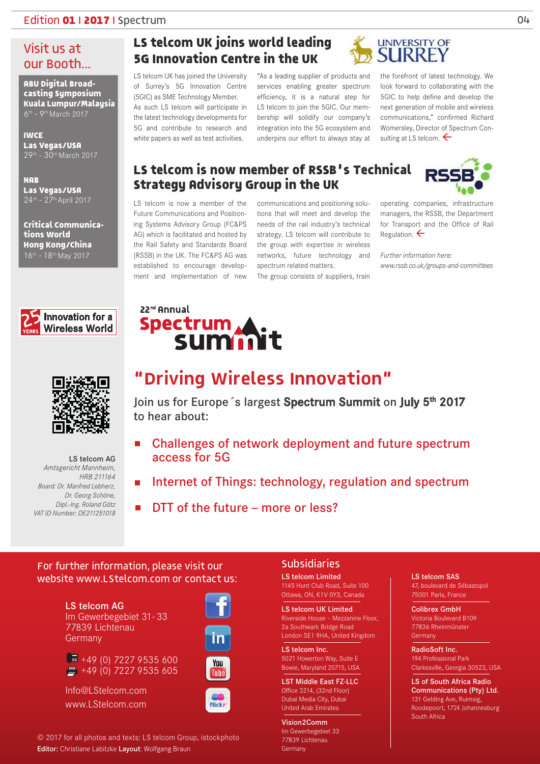## Visit us at our Booth...

**ABU Digital Broadcasting Symposium Kuala Lumpur/Malaysia**
6th – 9th March 2017

**IWCE Las Vegas/USA**
29th – 30th March 2017

**NAB Las Vegas/USA**
24th – 27th April 2017

**Critical Communications World Hong Kong/China**
16th – 18th May 2017

Innovation for a Wireless World

**LS telcom AG**
*Amtsgericht Mannheim, HRB 211164*
*Board: Dr. Manfred Lebherz, Dr. Georg Schöne, Dipl.-Ing. Roland Götz*
*VAT ID Number: DE211251018*

## LS telcom UK joins world leading 5G Innovation Centre in the UK

LS telcom UK has joined the University of Surrey's 5G Innovation Centre (5GIC) as SME Technology Member. As such LS telcom will participate in the latest technology developments for 5G and contribute to research and white papers as well as test activities.

"As a leading supplier of products and services enabling greater spectrum efficiency, it is a natural step for LS telcom to join the 5GIC. Our membership will solidify our company's integration into the 5G ecosystem and underpins our effort to always stay at the forefront of latest technology. We look forward to collaborating with the 5GIC to help define and develop the next generation of mobile and wireless communications," confirmed Richard Womersley, Director of Spectrum Consulting at LS telcom.

## LS telcom is now member of RSSB's Technical Strategy Advisory Group in the UK

LS telcom is now a member of the Future Communications and Positioning Systems Advisory Group (FC&PS AG) which is facilitated and hosted by the Rail Safety and Standards Board (RSSB) in the UK. The FC&PS AG was established to encourage development and implementation of new communications and positioning solutions that will meet and develop the needs of the rail industry's technical strategy. LS telcom will contribute to the group with expertise in wireless networks, future technology and spectrum related matters.

The group consists of suppliers, train operating companies, infrastructure managers, the RSSB, the Department for Transport and the Office of Rail Regulation.

*Further information here: www.rssb.co.uk/groups-and-committees*

## 22nd Annual Spectrum Summit

# "Driving Wireless Innovation"

Join us for Europe´s largest **Spectrum Summit** on **July 5th 2017** to hear about:

- Challenges of network deployment and future spectrum access for 5G
- Internet of Things: technology, regulation and spectrum
- DTT of the future – more or less?

For further information, please visit our website www.LStelcom.com or contact us:

**LS telcom AG**
Im Gewerbegebiet 31-33
77839 Lichtenau
Germany

+49 (0) 7227 9535 600
+49 (0) 7227 9535 605

Info@LStelcom.com
www.LStelcom.com

© 2017 for all photos and texts: LS telcom Group, istockphoto
**Editor:** Christiane Labitzke **Layout**: Wolfgang Braun

## Subsidiaries

**LS telcom Limited**
1145 Hunt Club Road, Suite 100
Ottawa, ON, K1V 0Y3, Canada

**LS telcom UK Limited**
Riverside House – Mezzanine Floor,
2a Southwark Bridge Road
London SE1 9HA, United Kingdom

**LS telcom Inc.**
5021 Howerton Way, Suite E
Bowie, Maryland 20715, USA

**LST Middle East FZ-LLC**
Office 3214, (32nd Floor)
Dubai Media City, Dubai
United Arab Emirates

**Vision2Comm**
Im Gewerbegebiet 33
77839 Lichtenau
Germany

**LS telcom SAS**
47, boulevard de Sébastopol
75001 Paris, France

**Colibrex GmbH**
Victoria Boulevard B109
77836 Rheinmünster
Germany

**RadioSoft Inc.**
194 Professional Park
Clarkesville, Georgia 30523, USA

**LS of South Africa Radio Communications (Pty) Ltd.**
131 Gelding Ave, Ruimsig,
Roodepoort, 1724 Johannesburg
South Africa